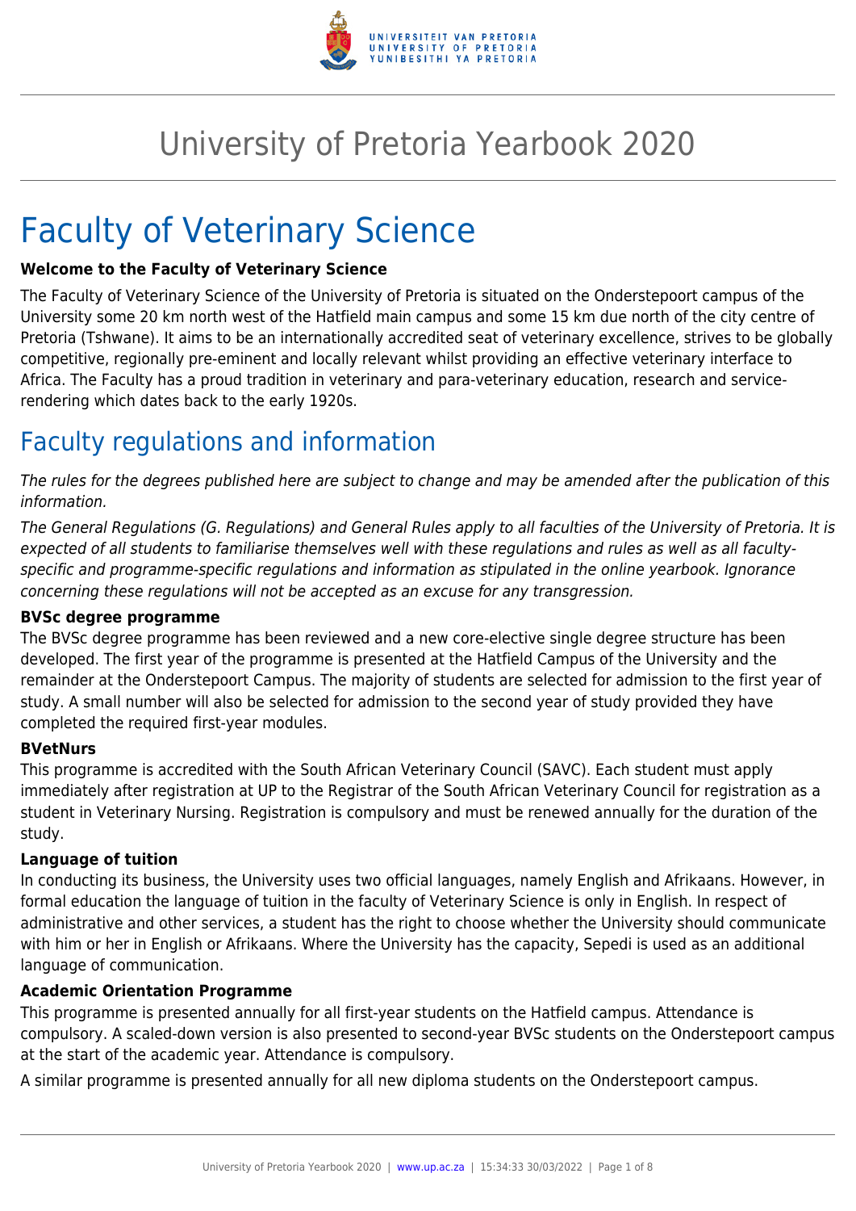# University of Pretoria Yearbook 2020

# Faculty of Veterinary Science

**Welcome to the Faculty of Veterinary Science**

The Faculty of Veterinary Science of the University of Pretoria is situated on the Onderstepoort campus of the University some 20 km north west of the Hatfield main campus and some 15 km due north of the city centre of Pretoria (Tshwane). It aims to be an internationally accredited seat of veterinary excellence, strives to be globally competitive, regionally pre-eminent and locally relevant whilst providing an effective veterinary interface to Africa. The Faculty has a proud tradition in veterinary and para-veterinary education, research and service-rendering which dates back to the early 1920s.

## Faculty regulations and information

*The rules for the degrees published here are subject to change and may be amended after the publication of this information.*

*The General Regulations (G. Regulations) and General Rules apply to all faculties of the University of Pretoria. It is expected of all students to familiarise themselves well with these regulations and rules as well as all faculty-specific and programme-specific regulations and information as stipulated in the online yearbook. Ignorance concerning these regulations will not be accepted as an excuse for any transgression.*

**BVSc degree programme**

The BVSc degree programme has been reviewed and a new core-elective single degree structure has been developed. The first year of the programme is presented at the Hatfield Campus of the University and the remainder at the Onderstepoort Campus. The majority of students are selected for admission to the first year of study. A small number will also be selected for admission to the second year of study provided they have completed the required first-year modules.

**BVetNurs**

This programme is accredited with the South African Veterinary Council (SAVC). Each student must apply immediately after registration at UP to the Registrar of the South African Veterinary Council for registration as a student in Veterinary Nursing. Registration is compulsory and must be renewed annually for the duration of the study.

**Language of tuition**

In conducting its business, the University uses two official languages, namely English and Afrikaans. However, in formal education the language of tuition in the faculty of Veterinary Science is only in English. In respect of administrative and other services, a student has the right to choose whether the University should communicate with him or her in English or Afrikaans. Where the University has the capacity, Sepedi is used as an additional language of communication.

**Academic Orientation Programme**

This programme is presented annually for all first-year students on the Hatfield campus. Attendance is compulsory. A scaled-down version is also presented to second-year BVSc students on the Onderstepoort campus at the start of the academic year. Attendance is compulsory.

A similar programme is presented annually for all new diploma students on the Onderstepoort campus.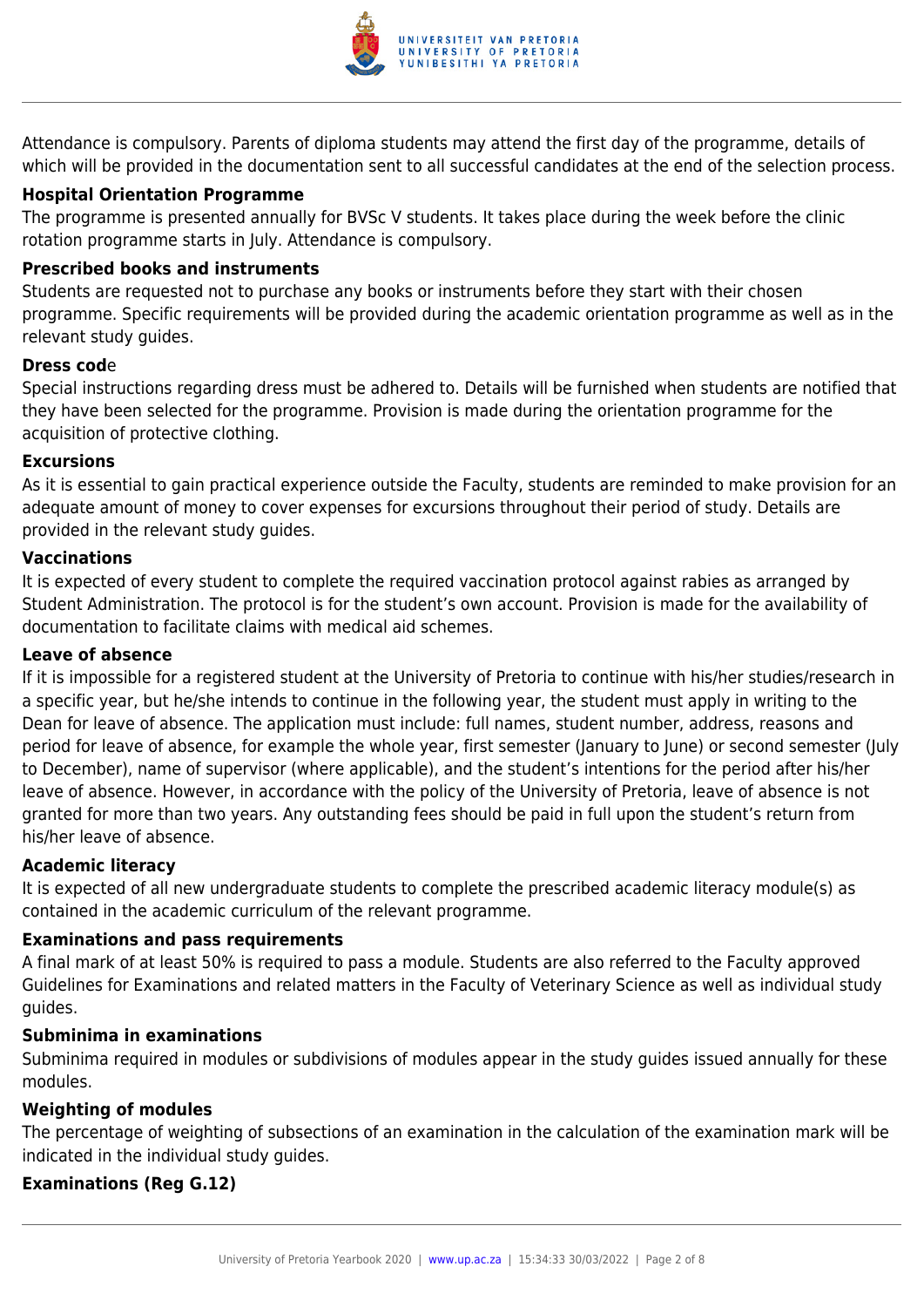Attendance is compulsory. Parents of diploma students may attend the first day of the programme, details of which will be provided in the documentation sent to all successful candidates at the end of the selection process.

**Hospital Orientation Programme**

The programme is presented annually for BVSc V students. It takes place during the week before the clinic rotation programme starts in July. Attendance is compulsory.

**Prescribed books and instruments**

Students are requested not to purchase any books or instruments before they start with their chosen programme. Specific requirements will be provided during the academic orientation programme as well as in the relevant study guides.

**Dress code**

Special instructions regarding dress must be adhered to. Details will be furnished when students are notified that they have been selected for the programme. Provision is made during the orientation programme for the acquisition of protective clothing.

**Excursions**

As it is essential to gain practical experience outside the Faculty, students are reminded to make provision for an adequate amount of money to cover expenses for excursions throughout their period of study. Details are provided in the relevant study guides.

**Vaccinations**

It is expected of every student to complete the required vaccination protocol against rabies as arranged by Student Administration. The protocol is for the student's own account. Provision is made for the availability of documentation to facilitate claims with medical aid schemes.

**Leave of absence**

If it is impossible for a registered student at the University of Pretoria to continue with his/her studies/research in a specific year, but he/she intends to continue in the following year, the student must apply in writing to the Dean for leave of absence. The application must include: full names, student number, address, reasons and period for leave of absence, for example the whole year, first semester (January to June) or second semester (July to December), name of supervisor (where applicable), and the student's intentions for the period after his/her leave of absence. However, in accordance with the policy of the University of Pretoria, leave of absence is not granted for more than two years. Any outstanding fees should be paid in full upon the student's return from his/her leave of absence.

**Academic literacy**

It is expected of all new undergraduate students to complete the prescribed academic literacy module(s) as contained in the academic curriculum of the relevant programme.

**Examinations and pass requirements**

A final mark of at least 50% is required to pass a module. Students are also referred to the Faculty approved Guidelines for Examinations and related matters in the Faculty of Veterinary Science as well as individual study guides.

**Subminima in examinations**

Subminima required in modules or subdivisions of modules appear in the study guides issued annually for these modules.

**Weighting of modules**

The percentage of weighting of subsections of an examination in the calculation of the examination mark will be indicated in the individual study guides.

**Examinations (Reg G.12)**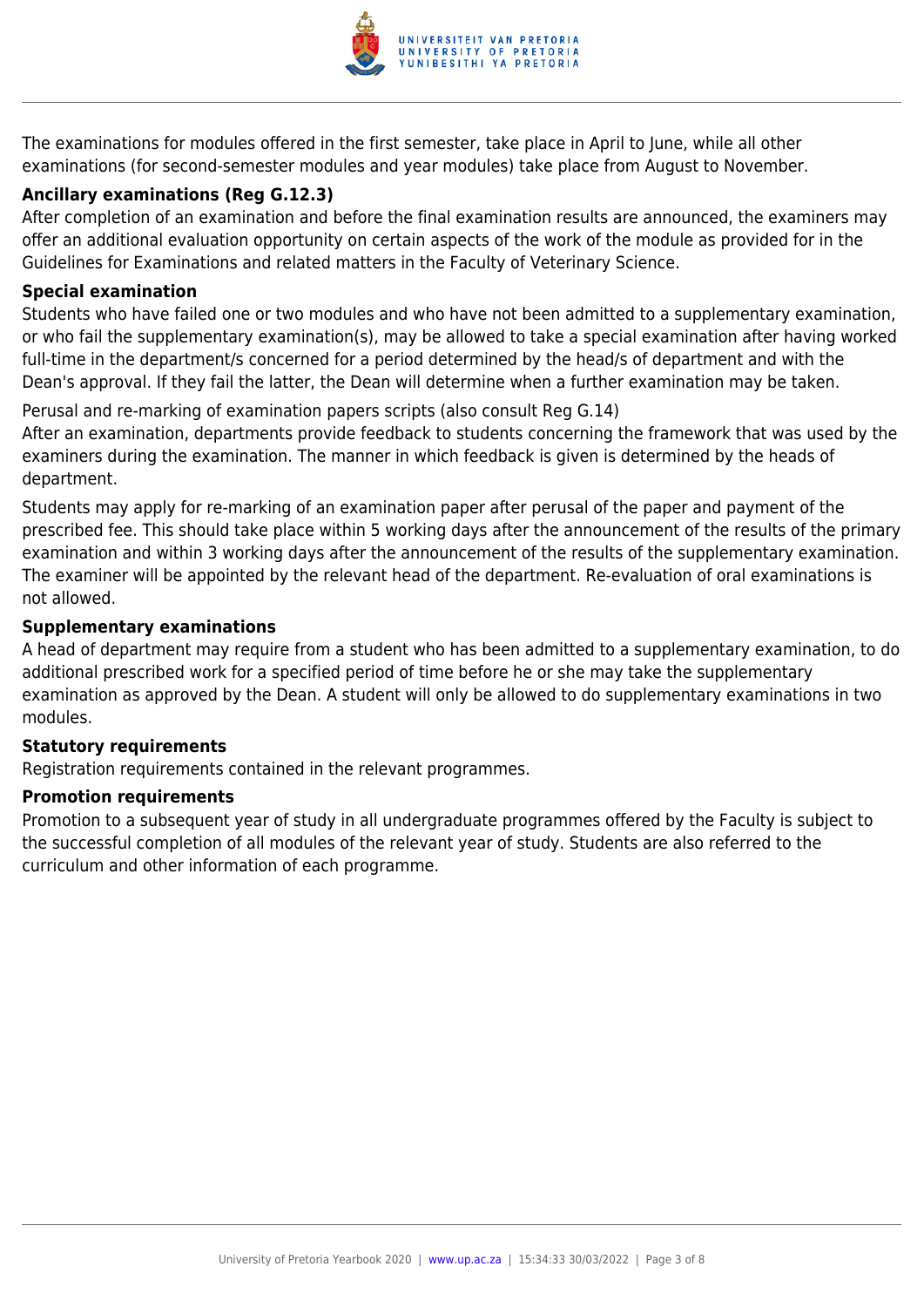The examinations for modules offered in the first semester, take place in April to June, while all other examinations (for second-semester modules and year modules) take place from August to November.

### Ancillary examinations (Reg G.12.3)

After completion of an examination and before the final examination results are announced, the examiners may offer an additional evaluation opportunity on certain aspects of the work of the module as provided for in the Guidelines for Examinations and related matters in the Faculty of Veterinary Science.

### Special examination

Students who have failed one or two modules and who have not been admitted to a supplementary examination, or who fail the supplementary examination(s), may be allowed to take a special examination after having worked full-time in the department/s concerned for a period determined by the head/s of department and with the Dean's approval. If they fail the latter, the Dean will determine when a further examination may be taken.

Perusal and re-marking of examination papers scripts (also consult Reg G.14)

After an examination, departments provide feedback to students concerning the framework that was used by the examiners during the examination. The manner in which feedback is given is determined by the heads of department.

Students may apply for re-marking of an examination paper after perusal of the paper and payment of the prescribed fee. This should take place within 5 working days after the announcement of the results of the primary examination and within 3 working days after the announcement of the results of the supplementary examination. The examiner will be appointed by the relevant head of the department. Re-evaluation of oral examinations is not allowed.

### Supplementary examinations

A head of department may require from a student who has been admitted to a supplementary examination, to do additional prescribed work for a specified period of time before he or she may take the supplementary examination as approved by the Dean. A student will only be allowed to do supplementary examinations in two modules.

### Statutory requirements

Registration requirements contained in the relevant programmes.

### Promotion requirements

Promotion to a subsequent year of study in all undergraduate programmes offered by the Faculty is subject to the successful completion of all modules of the relevant year of study. Students are also referred to the curriculum and other information of each programme.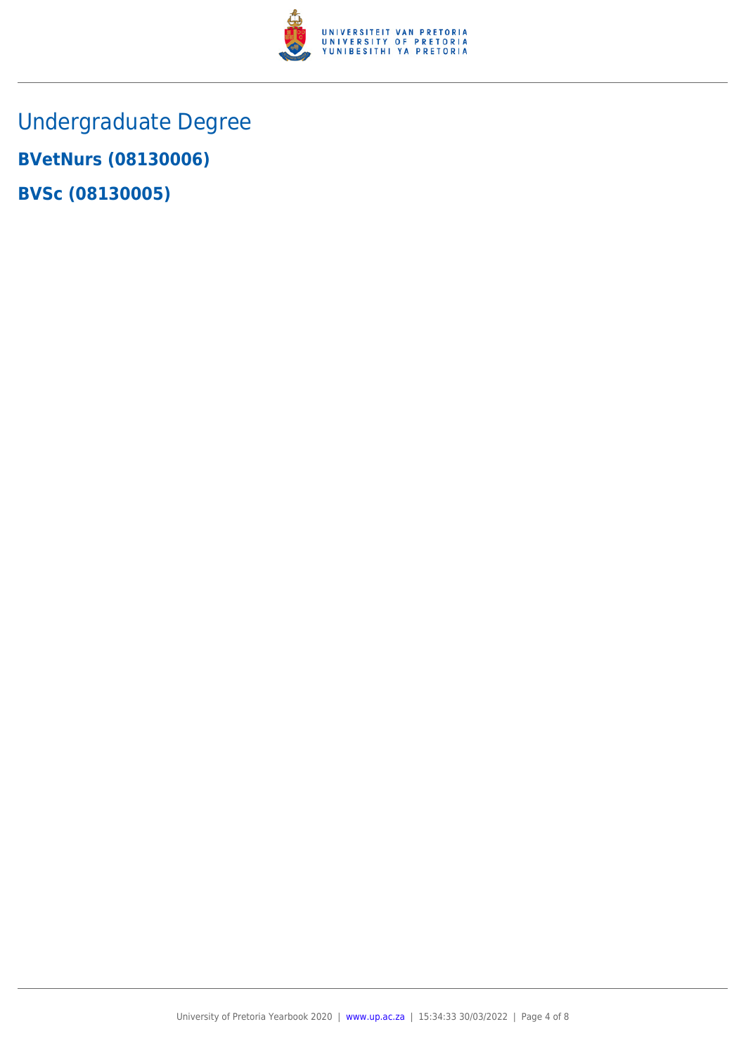# Undergraduate Degree

**BVetNurs (08130006)**

**BVSc (08130005)**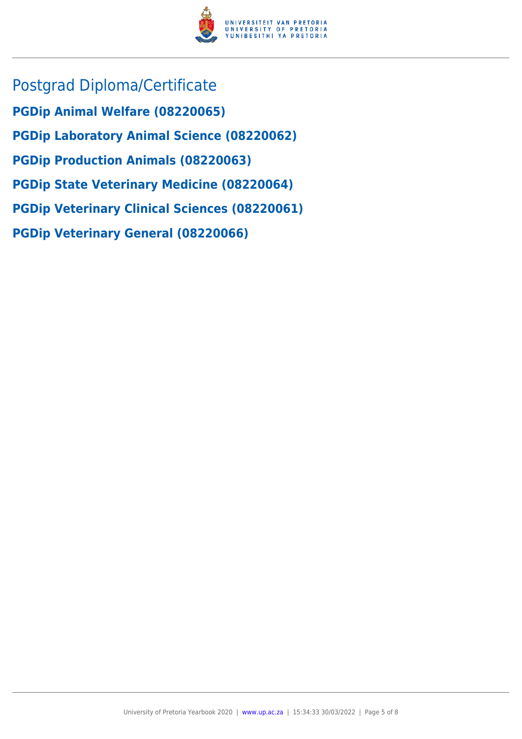## Postgrad Diploma/Certificate

### PGDip Animal Welfare (08220065)

### PGDip Laboratory Animal Science (08220062)

### PGDip Production Animals (08220063)

### PGDip State Veterinary Medicine (08220064)

### PGDip Veterinary Clinical Sciences (08220061)

### PGDip Veterinary General (08220066)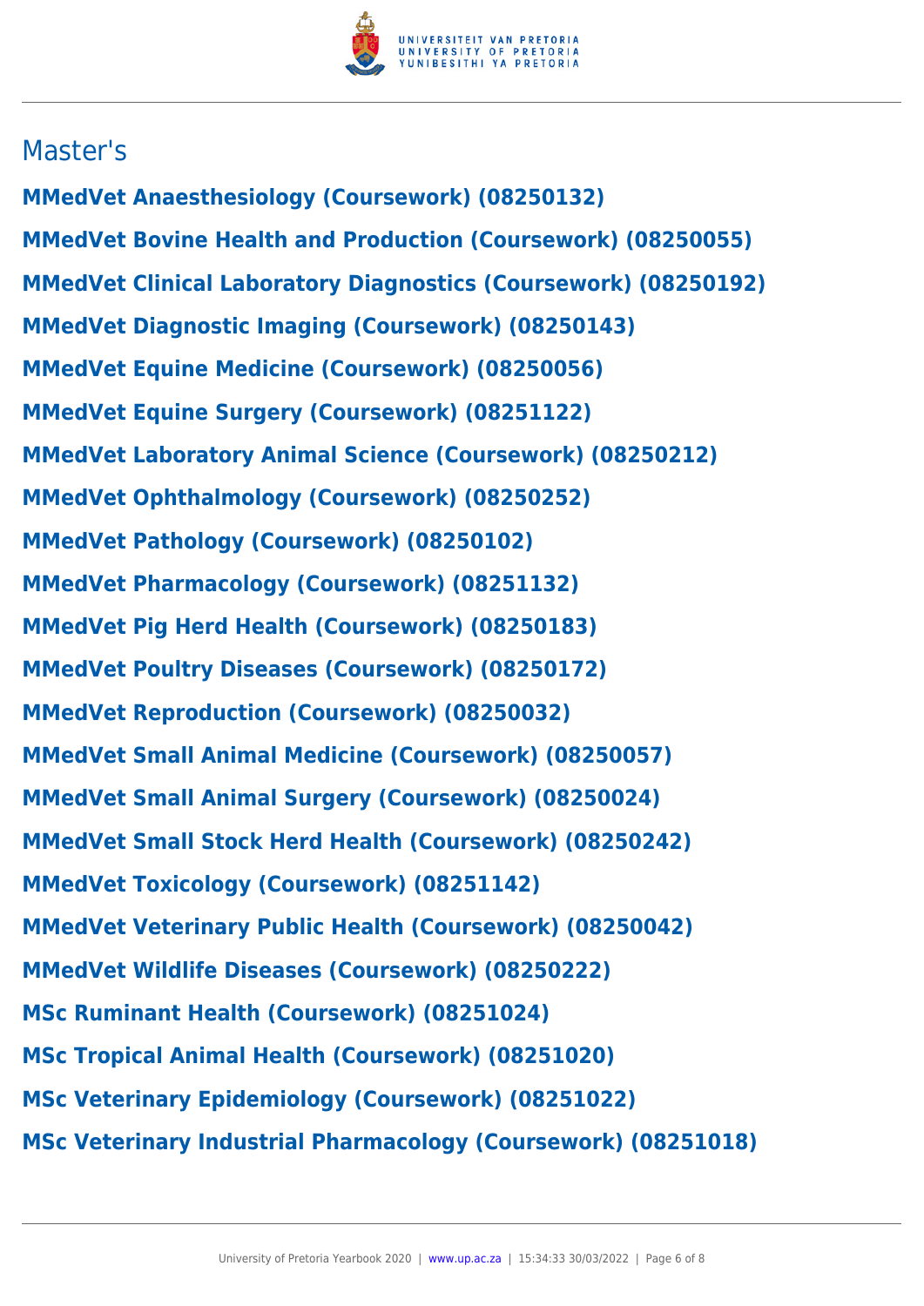## Master's

**MMedVet Anaesthesiology (Coursework) (08250132)**

**MMedVet Bovine Health and Production (Coursework) (08250055)**

**MMedVet Clinical Laboratory Diagnostics (Coursework) (08250192)**

**MMedVet Diagnostic Imaging (Coursework) (08250143)**

**MMedVet Equine Medicine (Coursework) (08250056)**

**MMedVet Equine Surgery (Coursework) (08251122)**

**MMedVet Laboratory Animal Science (Coursework) (08250212)**

**MMedVet Ophthalmology (Coursework) (08250252)**

**MMedVet Pathology (Coursework) (08250102)**

**MMedVet Pharmacology (Coursework) (08251132)**

**MMedVet Pig Herd Health (Coursework) (08250183)**

**MMedVet Poultry Diseases (Coursework) (08250172)**

**MMedVet Reproduction (Coursework) (08250032)**

**MMedVet Small Animal Medicine (Coursework) (08250057)**

**MMedVet Small Animal Surgery (Coursework) (08250024)**

**MMedVet Small Stock Herd Health (Coursework) (08250242)**

**MMedVet Toxicology (Coursework) (08251142)**

**MMedVet Veterinary Public Health (Coursework) (08250042)**

**MMedVet Wildlife Diseases (Coursework) (08250222)**

**MSc Ruminant Health (Coursework) (08251024)**

**MSc Tropical Animal Health (Coursework) (08251020)**

**MSc Veterinary Epidemiology (Coursework) (08251022)**

**MSc Veterinary Industrial Pharmacology (Coursework) (08251018)**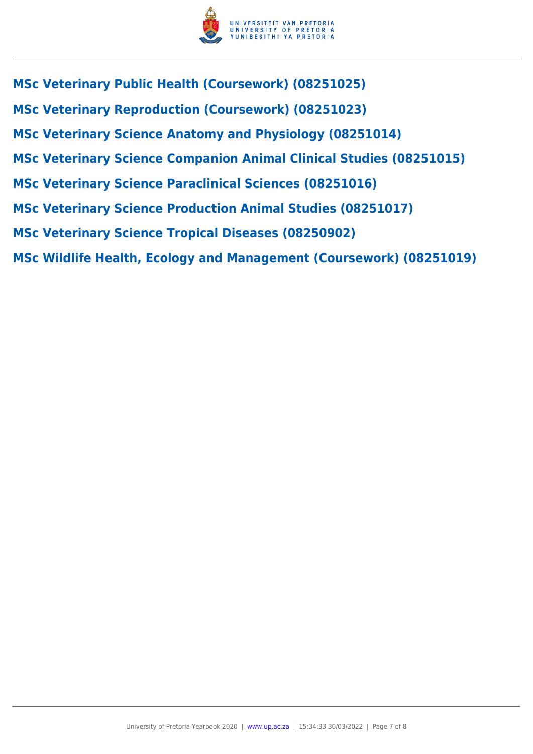### MSc Veterinary Public Health (Coursework) (08251025)

### MSc Veterinary Reproduction (Coursework) (08251023)

### MSc Veterinary Science Anatomy and Physiology (08251014)

### MSc Veterinary Science Companion Animal Clinical Studies (08251015)

### MSc Veterinary Science Paraclinical Sciences (08251016)

### MSc Veterinary Science Production Animal Studies (08251017)

### MSc Veterinary Science Tropical Diseases (08250902)

### MSc Wildlife Health, Ecology and Management (Coursework) (08251019)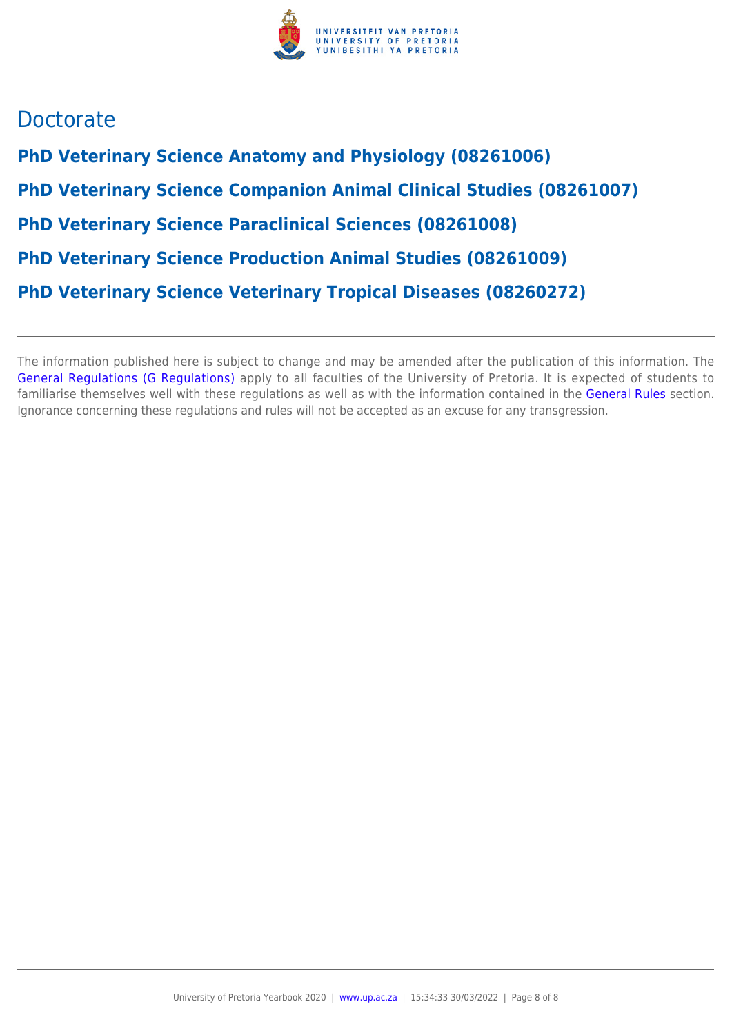## Doctorate

### PhD Veterinary Science Anatomy and Physiology (08261006)

### PhD Veterinary Science Companion Animal Clinical Studies (08261007)

### PhD Veterinary Science Paraclinical Sciences (08261008)

### PhD Veterinary Science Production Animal Studies (08261009)

### PhD Veterinary Science Veterinary Tropical Diseases (08260272)

---

The information published here is subject to change and may be amended after the publication of this information. The General Regulations (G Regulations) apply to all faculties of the University of Pretoria. It is expected of students to familiarise themselves well with these regulations as well as with the information contained in the General Rules section. Ignorance concerning these regulations and rules will not be accepted as an excuse for any transgression.